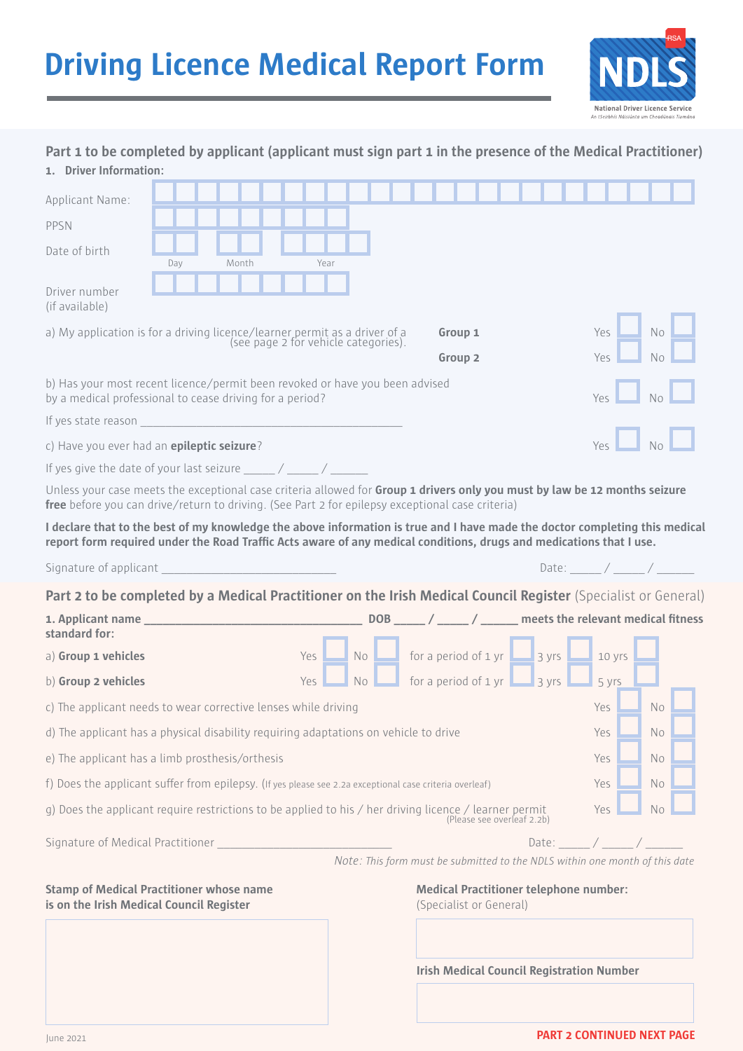# Driving Licence Medical Report Form

NDLS
National Driver Licence Service
An tSeirbhís Náisiúnta um Cheadúnais Tiomána

## Part 1 to be completed by applicant (applicant must sign part 1 in the presence of the Medical Practitioner)

**1. Driver Information:**

Applicant Name: ☐☐☐☐☐☐☐☐☐☐☐☐☐☐☐☐☐☐☐☐☐☐☐☐☐

PPSN ☐☐☐☐☐☐☐☐☐

Date of birth ☐☐ (Day) ☐☐ (Month) ☐☐☐☐ (Year)

Driver number (if available) ☐☐☐☐☐☐☐☐☐

a) My application is for a driving licence/learner permit as a driver of a (see page 2 for vehicle categories).

| | | | | |
|---|---|---|---|---|
| **Group 1** | Yes | ☐ | No | ☐ |
| **Group 2** | Yes | ☐ | No | ☐ |

b) Has your most recent licence/permit been revoked or have you been advised by a medical professional to cease driving for a period? Yes ☐ No ☐

If yes state reason ___________________________________________

c) Have you ever had an **epileptic seizure**? Yes ☐ No ☐

If yes give the date of your last seizure _____ / _____ / ______

Unless your case meets the exceptional case criteria allowed for **Group 1 drivers only you must by law be 12 months seizure free** before you can drive/return to driving. (See Part 2 for epilepsy exceptional case criteria)

**I declare that to the best of my knowledge the above information is true and I have made the doctor completing this medical report form required under the Road Traffic Acts aware of any medical conditions, drugs and medications that I use.**

Signature of applicant ___________________________ Date: _____ / _____ / ______

## Part 2 to be completed by a Medical Practitioner on the Irish Medical Council Register (Specialist or General)

**1. Applicant name ___________________________________ DOB _____ / _____ / ______ meets the relevant medical fitness standard for:**

| | Yes | No | for a period of 1 yr | 3 yrs | |
|---|---|---|---|---|---|
| a) **Group 1 vehicles** | ☐ | ☐ | ☐ | ☐ | 10 yrs ☐ |
| b) **Group 2 vehicles** | ☐ | ☐ | ☐ | ☐ | 5 yrs ☐ |

| | Yes | No |
|---|---|---|
| c) The applicant needs to wear corrective lenses while driving | ☐ | ☐ |
| d) The applicant has a physical disability requiring adaptations on vehicle to drive | ☐ | ☐ |
| e) The applicant has a limb prosthesis/orthesis | ☐ | ☐ |
| f) Does the applicant suffer from epilepsy. (If yes please see 2.2a exceptional case criteria overleaf) | ☐ | ☐ |
| g) Does the applicant require restrictions to be applied to his / her driving licence / learner permit (Please see overleaf 2.2b) | ☐ | ☐ |

Signature of Medical Practitioner ___________________________ Date: _____ / _____ / ______

*Note: This form must be submitted to the NDLS within one month of this date*

**Stamp of Medical Practitioner whose name is on the Irish Medical Council Register**

**Medical Practitioner telephone number:**
(Specialist or General)

**Irish Medical Council Registration Number**

June 2021

**PART 2 CONTINUED NEXT PAGE**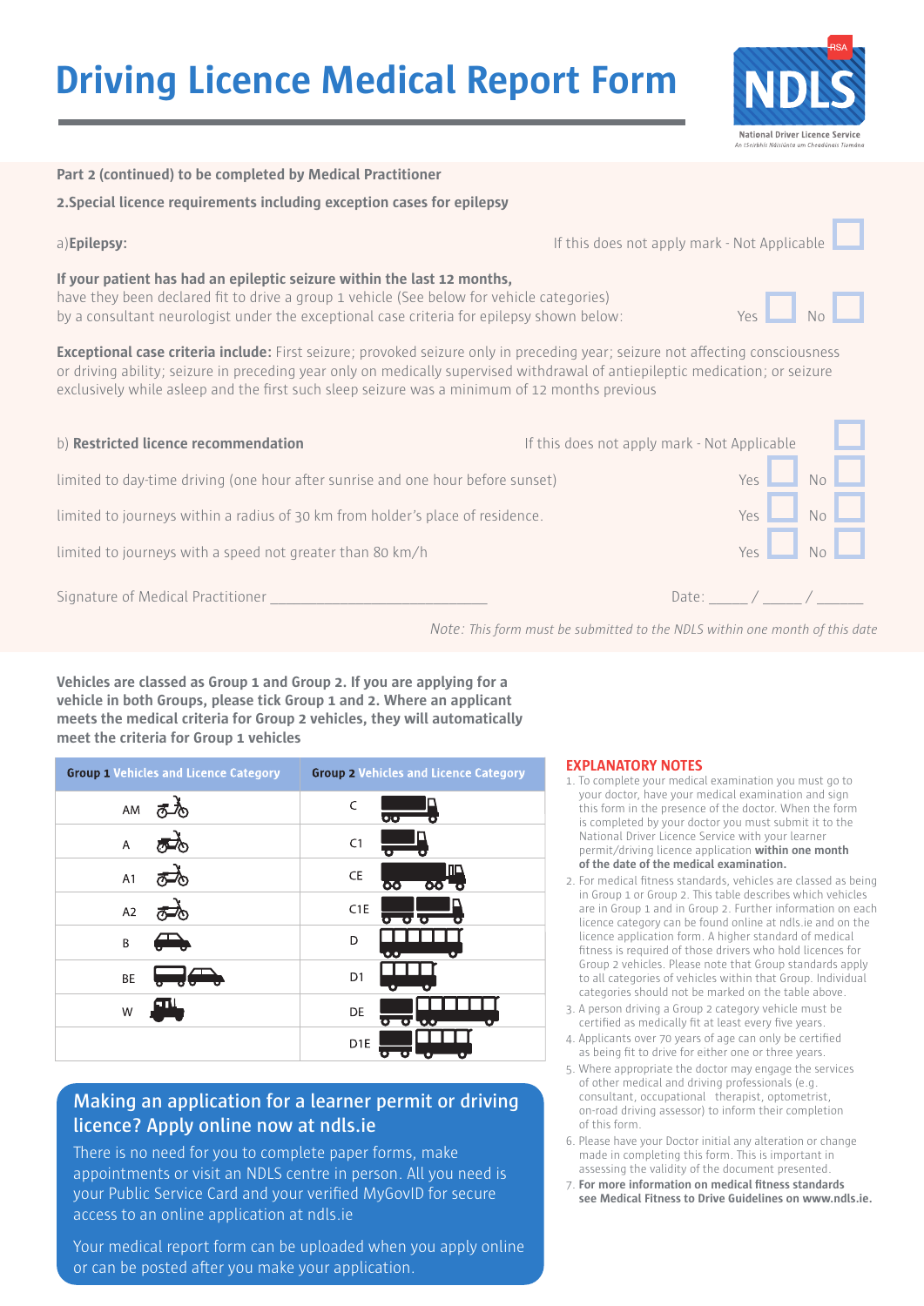# Driving Licence Medical Report Form

NDLS
National Driver Licence Service
An tSeirbhís Náisiúnta um Cheadúnais Tiomána

**Part 2 (continued) to be completed by Medical Practitioner**

**2.Special licence requirements including exception cases for epilepsy**

a)**Epilepsy:** If this does not apply mark - Not Applicable ☐

**If your patient has had an epileptic seizure within the last 12 months,** have they been declared fit to drive a group 1 vehicle (See below for vehicle categories) by a consultant neurologist under the exceptional case criteria for epilepsy shown below: Yes ☐ No ☐

**Exceptional case criteria include:** First seizure; provoked seizure only in preceding year; seizure not affecting consciousness or driving ability; seizure in preceding year only on medically supervised withdrawal of antiepileptic medication; or seizure exclusively while asleep and the first such sleep seizure was a minimum of 12 months previous

b) **Restricted licence recommendation** If this does not apply mark - Not Applicable ☐

limited to day-time driving (one hour after sunrise and one hour before sunset) Yes ☐ No ☐

limited to journeys within a radius of 30 km from holder's place of residence. Yes ☐ No ☐

limited to journeys with a speed not greater than 80 km/h Yes ☐ No ☐

Signature of Medical Practitioner ____________________________ Date: _____ / _____ / ______

*Note: This form must be submitted to the NDLS within one month of this date*

**Vehicles are classed as Group 1 and Group 2. If you are applying for a vehicle in both Groups, please tick Group 1 and 2. Where an applicant meets the medical criteria for Group 2 vehicles, they will automatically meet the criteria for Group 1 vehicles**

| Group 1 Vehicles and Licence Category | Group 2 Vehicles and Licence Category |
|---|---|
| AM | C |
| A | C1 |
| A1 | CE |
| A2 | C1E |
| B | D |
| BE | D1 |
| W | DE |
| | D1E |

## Making an application for a learner permit or driving licence? Apply online now at ndls.ie

There is no need for you to complete paper forms, make appointments or visit an NDLS centre in person. All you need is your Public Service Card and your verified MyGovID for secure access to an online application at ndls.ie

Your medical report form can be uploaded when you apply online or can be posted after you make your application.

## EXPLANATORY NOTES

1. To complete your medical examination you must go to your doctor, have your medical examination and sign this form in the presence of the doctor. When the form is completed by your doctor you must submit it to the National Driver Licence Service with your learner permit/driving licence application **within one month of the date of the medical examination.**
2. For medical fitness standards, vehicles are classed as being in Group 1 or Group 2. This table describes which vehicles are in Group 1 and in Group 2. Further information on each licence category can be found online at ndls.ie and on the licence application form. A higher standard of medical fitness is required of those drivers who hold licences for Group 2 vehicles. Please note that Group standards apply to all categories of vehicles within that Group. Individual categories should not be marked on the table above.
3. A person driving a Group 2 category vehicle must be certified as medically fit at least every five years.
4. Applicants over 70 years of age can only be certified as being fit to drive for either one or three years.
5. Where appropriate the doctor may engage the services of other medical and driving professionals (e.g. consultant, occupational therapist, optometrist, on-road driving assessor) to inform their completion of this form.
6. Please have your Doctor initial any alteration or change made in completing this form. This is important in assessing the validity of the document presented.
7. **For more information on medical fitness standards see Medical Fitness to Drive Guidelines on www.ndls.ie.**